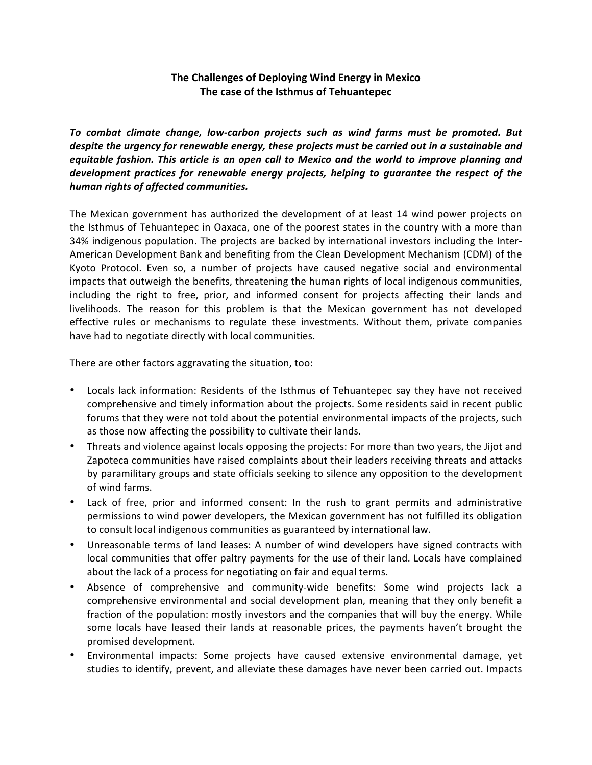# The Challenges of Deploying Wind Energy in Mexico
## The case of the Isthmus of Tehuantepec

***To combat climate change, low-carbon projects such as wind farms must be promoted. But despite the urgency for renewable energy, these projects must be carried out in a sustainable and equitable fashion. This article is an open call to Mexico and the world to improve planning and development practices for renewable energy projects, helping to guarantee the respect of the human rights of affected communities.***

The Mexican government has authorized the development of at least 14 wind power projects on the Isthmus of Tehuantepec in Oaxaca, one of the poorest states in the country with a more than 34% indigenous population. The projects are backed by international investors including the Inter-American Development Bank and benefiting from the Clean Development Mechanism (CDM) of the Kyoto Protocol. Even so, a number of projects have caused negative social and environmental impacts that outweigh the benefits, threatening the human rights of local indigenous communities, including the right to free, prior, and informed consent for projects affecting their lands and livelihoods. The reason for this problem is that the Mexican government has not developed effective rules or mechanisms to regulate these investments. Without them, private companies have had to negotiate directly with local communities.

There are other factors aggravating the situation, too:

- Locals lack information: Residents of the Isthmus of Tehuantepec say they have not received comprehensive and timely information about the projects. Some residents said in recent public forums that they were not told about the potential environmental impacts of the projects, such as those now affecting the possibility to cultivate their lands.
- Threats and violence against locals opposing the projects: For more than two years, the Jijot and Zapoteca communities have raised complaints about their leaders receiving threats and attacks by paramilitary groups and state officials seeking to silence any opposition to the development of wind farms.
- Lack of free, prior and informed consent: In the rush to grant permits and administrative permissions to wind power developers, the Mexican government has not fulfilled its obligation to consult local indigenous communities as guaranteed by international law.
- Unreasonable terms of land leases: A number of wind developers have signed contracts with local communities that offer paltry payments for the use of their land. Locals have complained about the lack of a process for negotiating on fair and equal terms.
- Absence of comprehensive and community-wide benefits: Some wind projects lack a comprehensive environmental and social development plan, meaning that they only benefit a fraction of the population: mostly investors and the companies that will buy the energy. While some locals have leased their lands at reasonable prices, the payments haven't brought the promised development.
- Environmental impacts: Some projects have caused extensive environmental damage, yet studies to identify, prevent, and alleviate these damages have never been carried out. Impacts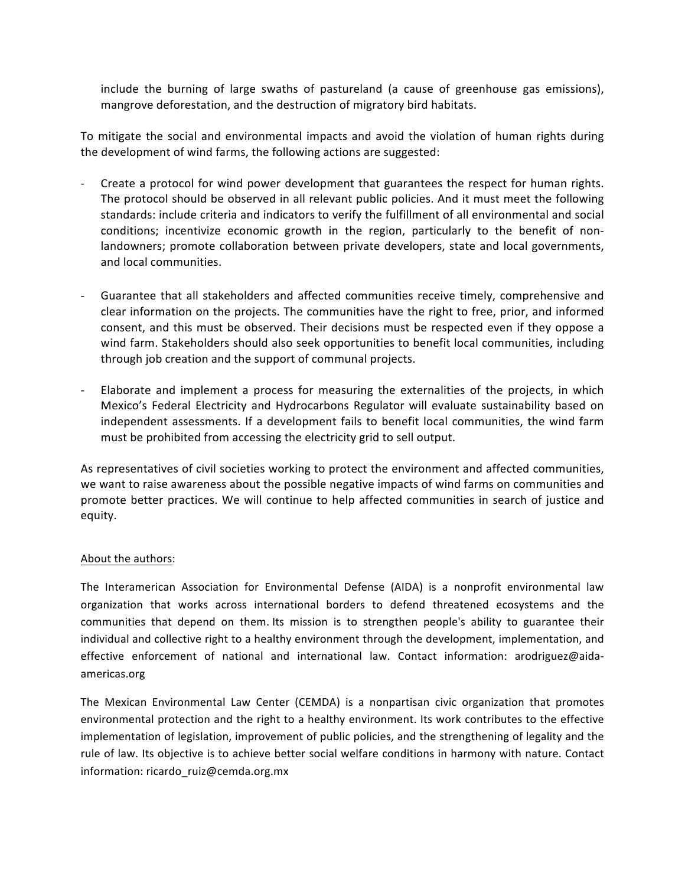include the burning of large swaths of pastureland (a cause of greenhouse gas emissions), mangrove deforestation, and the destruction of migratory bird habitats.

To mitigate the social and environmental impacts and avoid the violation of human rights during the development of wind farms, the following actions are suggested:

- Create a protocol for wind power development that guarantees the respect for human rights. The protocol should be observed in all relevant public policies. And it must meet the following standards: include criteria and indicators to verify the fulfillment of all environmental and social conditions; incentivize economic growth in the region, particularly to the benefit of non-landowners; promote collaboration between private developers, state and local governments, and local communities.

- Guarantee that all stakeholders and affected communities receive timely, comprehensive and clear information on the projects. The communities have the right to free, prior, and informed consent, and this must be observed. Their decisions must be respected even if they oppose a wind farm. Stakeholders should also seek opportunities to benefit local communities, including through job creation and the support of communal projects.

- Elaborate and implement a process for measuring the externalities of the projects, in which Mexico's Federal Electricity and Hydrocarbons Regulator will evaluate sustainability based on independent assessments. If a development fails to benefit local communities, the wind farm must be prohibited from accessing the electricity grid to sell output.

As representatives of civil societies working to protect the environment and affected communities, we want to raise awareness about the possible negative impacts of wind farms on communities and promote better practices. We will continue to help affected communities in search of justice and equity.

About the authors:

The Interamerican Association for Environmental Defense (AIDA) is a nonprofit environmental law organization that works across international borders to defend threatened ecosystems and the communities that depend on them. Its mission is to strengthen people's ability to guarantee their individual and collective right to a healthy environment through the development, implementation, and effective enforcement of national and international law. Contact information: arodriguez@aida-americas.org

The Mexican Environmental Law Center (CEMDA) is a nonpartisan civic organization that promotes environmental protection and the right to a healthy environment. Its work contributes to the effective implementation of legislation, improvement of public policies, and the strengthening of legality and the rule of law. Its objective is to achieve better social welfare conditions in harmony with nature. Contact information: ricardo_ruiz@cemda.org.mx